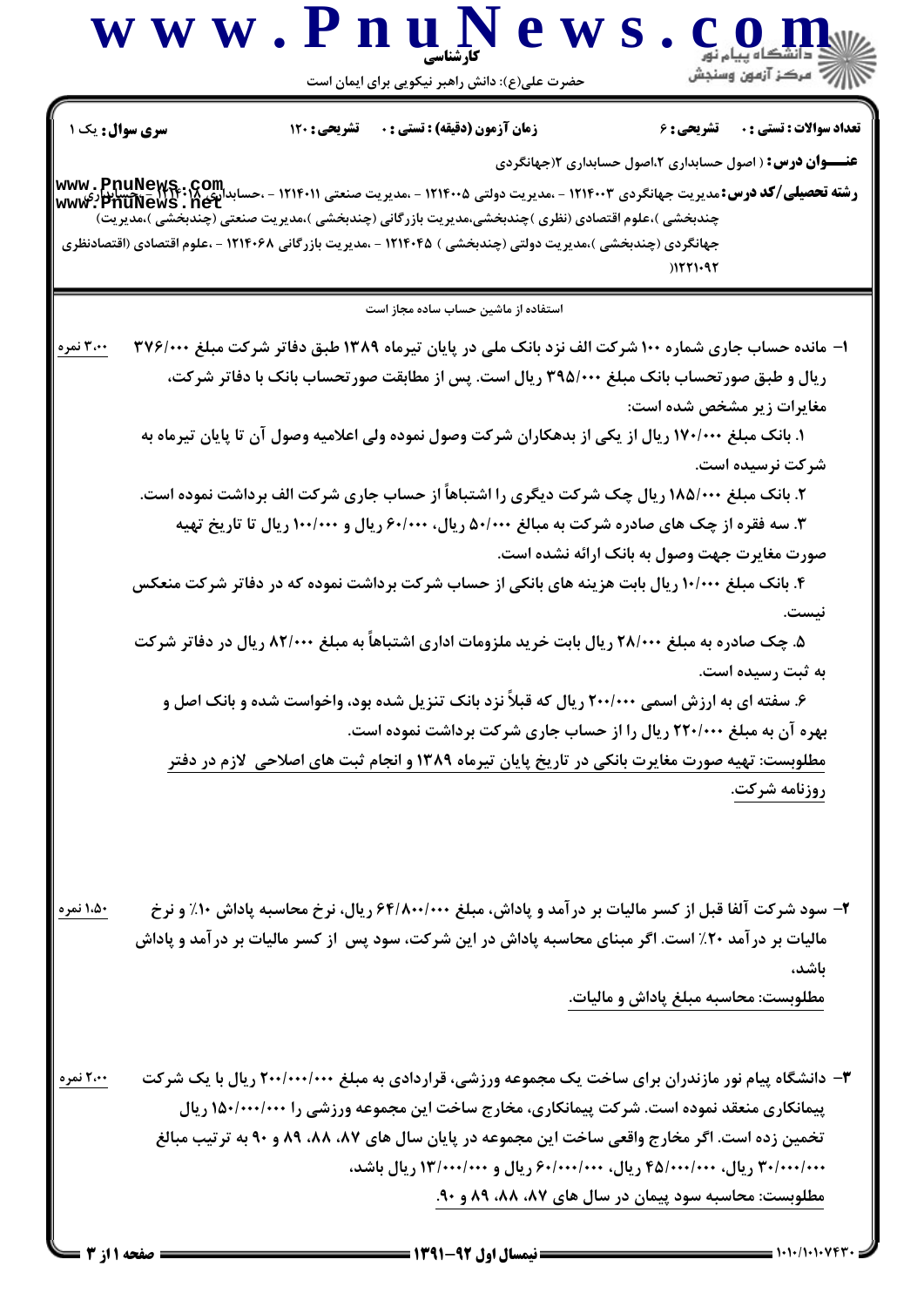**تعداد سوالات : تستی : ۰ تشریحی : ۶** | **زمان آزمون (دقیقه) : تستی : ۰ تشریحی : ۱۲۰** | **سری سوال :** یک ۱

**عنـــوان درس :** ( اصول حسابداری ۲،اصول حسابداری ۲(جهانگردی

**رشته تحصیلی/کد درس :** مدیریت جهانگردی ۱۲۱۴۰۰۳ - ،مدیریت دولتی ۱۲۱۴۰۰۵ - ،مدیریت صنعتی ۱۲۱۴۰۱۱ - ،حسابداری ۱۲۱۴۰۱۸ - ،حسابداری (چندبخشی )،علوم اقتصادی (نظری )چندبخشی،مدیریت بازرگانی (چندبخشی )،مدیریت صنعتی (چندبخشی )،مدیریت جهانگردی (چندبخشی )،مدیریت دولتی (چندبخشی ) ۱۲۱۴۰۴۵ - ،مدیریت بازرگانی ۱۲۱۴۰۶۸ - ،علوم اقتصادی (اقتصادنظری ۱۲۲۱۰۹۲(

استفاده از ماشین حساب ساده مجاز است

۱- مانده حساب جاری شماره ۱۰۰ شرکت الف نزد بانک ملی در پایان تیرماه ۱۳۸۹ طبق دفاتر شرکت مبلغ ۳۷۶/۰۰۰ ریال و طبق صورتحساب بانک مبلغ ۳۹۵/۰۰۰ ریال است. پس از مطابقت صورتحساب بانک با دفاتر شرکت، مغایرات زیر مشخص شده است: (۳،۰۰ نمره)

۱. بانک مبلغ ۱۷۰/۰۰۰ ریال از یکی از بدهکاران شرکت وصول نموده ولی اعلامیه وصول آن تا پایان تیرماه به شرکت نرسیده است.

۲. بانک مبلغ ۱۸۵/۰۰۰ ریال چک شرکت دیگری را اشتباهاً از حساب جاری شرکت الف برداشت نموده است.

۳. سه فقره از چک های صادره شرکت به مبالغ ۵۰/۰۰۰ ریال، ۶۰/۰۰۰ ریال و ۱۰۰/۰۰۰ ریال تا تاریخ تهیه صورت مغایرت جهت وصول به بانک ارائه نشده است.

۴. بانک مبلغ ۱۰/۰۰۰ ریال بابت هزینه های بانکی از حساب شرکت برداشت نموده که در دفاتر شرکت منعکس نیست.

۵. چک صادره به مبلغ ۲۸/۰۰۰ ریال بابت خرید ملزومات اداری اشتباهاً به مبلغ ۸۲/۰۰۰ ریال در دفاتر شرکت به ثبت رسیده است.

۶. سفته ای به ارزش اسمی ۲۰۰/۰۰۰ ریال که قبلاً نزد بانک تنزیل شده بود، واخواست شده و بانک اصل و بهره آن به مبلغ ۲۲۰/۰۰۰ ریال را از حساب جاری شرکت برداشت نموده است.

مطلوبست: تهیه صورت مغایرت بانکی در تاریخ پایان تیرماه ۱۳۸۹ و انجام ثبت های اصلاحی لازم در دفتر روزنامه شرکت.

۲- سود شرکت آلفا قبل از کسر مالیات بر درآمد و پاداش، مبلغ ۶۴/۸۰۰/۰۰۰ ریال، نرخ محاسبه پاداش ۱۰٪ و نرخ مالیات بر درآمد ۲۰٪ است. اگر مبنای محاسبه پاداش در این شرکت، سود پس از کسر مالیات بر درآمد و پاداش باشد، (۱،۵۰ نمره)

مطلوبست: محاسبه مبلغ پاداش و مالیات.

۳- دانشگاه پیام نور مازندران برای ساخت یک مجموعه ورزشی، قراردادی به مبلغ ۲۰۰/۰۰۰/۰۰۰ ریال با یک شرکت پیمانکاری منعقد نموده است. شرکت پیمانکاری، مخارج ساخت این مجموعه ورزشی را ۱۵۰/۰۰۰/۰۰۰ ریال تخمین زده است. اگر مخارج واقعی ساخت این مجموعه در پایان سال های ۸۷، ۸۸، ۸۹ و ۹۰ به ترتیب مبالغ ۳۰/۰۰۰/۰۰۰ ریال، ۴۵/۰۰۰/۰۰۰ ریال، ۶۰/۰۰۰/۰۰۰ ریال و ۱۳/۰۰۰/۰۰۰ ریال باشد، (۲،۰۰ نمره)

مطلوبست: محاسبه سود پیمان در سال های ۸۷، ۸۸، ۸۹ و ۹۰.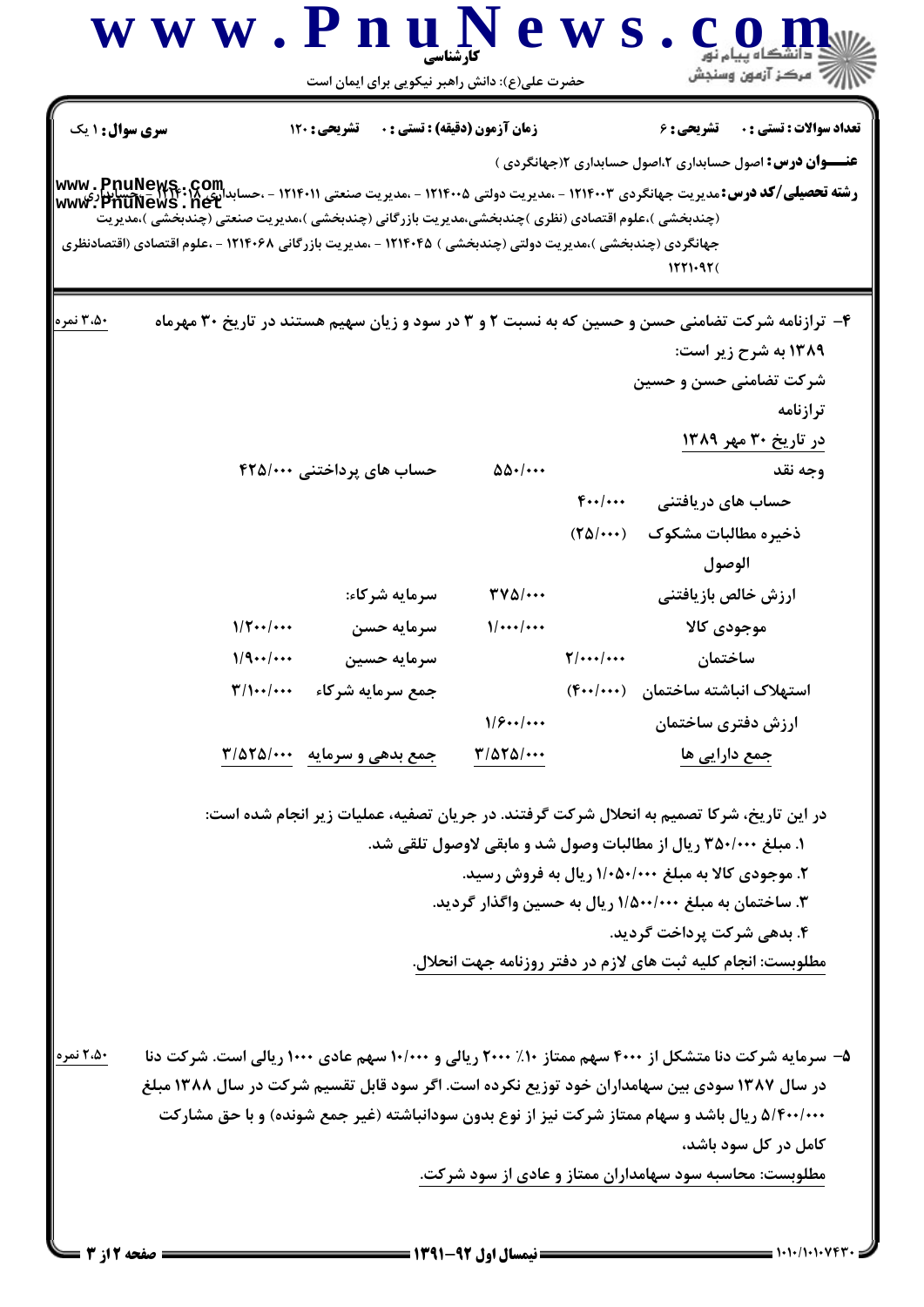**سری سوال:** ۱ یک | **زمان آزمون (دقیقه) : تستی :** ۰ **تشریحی :** ۱۲۰ | **تعداد سوالات : تستی :** ۰ **تشریحی :** ۶

**عنـــوان درس:** اصول حسابداری ۲،اصول حسابداری ۲(جهانگردی )

**رشته تحصیلی/کد درس:** مدیریت جهانگردی ۱۲۱۴۰۰۳ - ،مدیریت دولتی ۱۲۱۴۰۰۵ - ،مدیریت صنعتی ۱۲۱۴۰۱۱ - ،حسابداری ۱۲۱۴۰۱۸ - ،حسابداری (چندبخشی )،علوم اقتصادی (نظری )چندبخشی،مدیریت بازرگانی (چندبخشی )،مدیریت صنعتی (چندبخشی )،مدیریت جهانگردی (چندبخشی )،مدیریت دولتی (چندبخشی ) ۱۲۱۴۰۴۵ - ،مدیریت بازرگانی ۱۲۱۴۰۶۸ - ،علوم اقتصادی (اقتصادنظری ۱۲۲۱۰۹۲(

---

۴- ترازنامه شرکت تضامنی حسن و حسین که به نسبت ۲ و ۳ در سود و زیان سهیم هستند در تاریخ ۳۰ مهرماه ۱۳۸۹ به شرح زیر است: **(۳،۵۰ نمره)**

شرکت تضامنی حسن و حسین

ترازنامه

در تاریخ ۳۰ مهر ۱۳۸۹

| دارایی‌ها | | | بدهی و سرمایه | |
|---|---|---|---|---|
| وجه نقد | | ۵۵۰/۰۰۰ | حساب های پرداختنی | ۴۲۵/۰۰۰ |
| حساب های دریافتنی | ۴۰۰/۰۰۰ | | | |
| ذخیره مطالبات مشکوک الوصول | (۲۵/۰۰۰) | | | |
| ارزش خالص بازیافتنی | | ۳۷۵/۰۰۰ | سرمایه شرکاء: | |
| موجودی کالا | | ۱/۰۰۰/۰۰۰ | سرمایه حسن | ۱/۲۰۰/۰۰۰ |
| ساختمان | ۲/۰۰۰/۰۰۰ | | سرمایه حسین | ۱/۹۰۰/۰۰۰ |
| استهلاک انباشته ساختمان | (۴۰۰/۰۰۰) | | جمع سرمایه شرکاء | ۳/۱۰۰/۰۰۰ |
| ارزش دفتری ساختمان | | ۱/۶۰۰/۰۰۰ | | |
| جمع دارایی ها | | ۳/۵۲۵/۰۰۰ | جمع بدهی و سرمایه | ۳/۵۲۵/۰۰۰ |

در این تاریخ، شرکا تصمیم به انحلال شرکت گرفتند. در جریان تصفیه، عملیات زیر انجام شده است:

۱. مبلغ ۳۵۰/۰۰۰ ریال از مطالبات وصول شد و مابقی لاوصول تلقی شد.

۲. موجودی کالا به مبلغ ۱/۰۵۰/۰۰۰ ریال به فروش رسید.

۳. ساختمان به مبلغ ۱/۵۰۰/۰۰۰ ریال به حسین واگذار گردید.

۴. بدهی شرکت پرداخت گردید.

مطلوبست: انجام کلیه ثبت های لازم در دفتر روزنامه جهت انحلال.

۵- سرمایه شرکت دنا متشکل از ۴۰۰۰ سهم ممتاز ۱۰٪ ۲۰۰۰ ریالی و ۱۰/۰۰۰ سهم عادی ۱۰۰۰ ریالی است. شرکت دنا در سال ۱۳۸۷ سودی بین سهامداران خود توزیع نکرده است. اگر سود قابل تقسیم شرکت در سال ۱۳۸۸ مبلغ ۵/۴۰۰/۰۰۰ ریال باشد و سهام ممتاز شرکت نیز از نوع بدون سودانباشته (غیر جمع شونده) و با حق مشارکت کامل در کل سود باشد، **(۲،۵۰ نمره)**

مطلوبست: محاسبه سود سهامداران ممتاز و عادی از سود شرکت.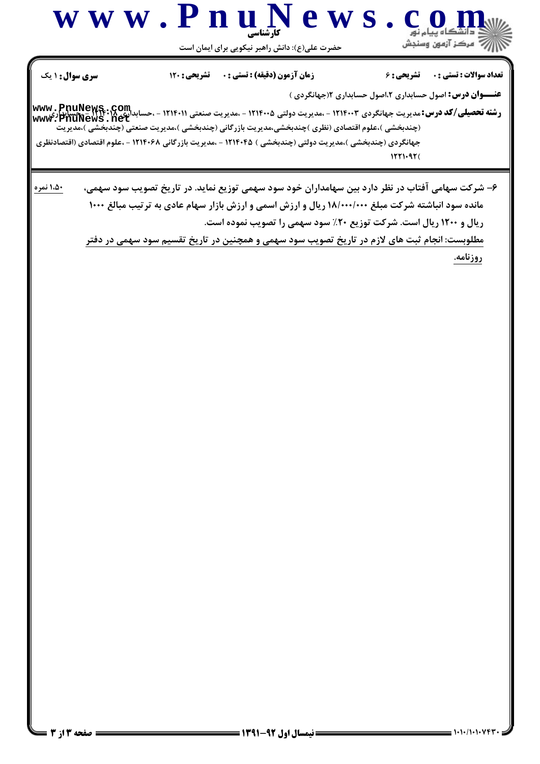**سری سوال:** ۱ یک | **زمان آزمون (دقیقه) : تستی :** ۰ **تشریحی :** ۱۲۰ | **تعداد سوالات : تستی :** ۰ **تشریحی :** ۶

**عنـــوان درس:** اصول حسابداری ۲،اصول حسابداری ۲(جهانگردی )

**رشته تحصیلی/کد درس:** مدیریت جهانگردی ۱۲۱۴۰۰۳ - ،مدیریت دولتی ۱۲۱۴۰۰۵ - ،مدیریت صنعتی ۱۲۱۴۰۱۱ - ،حسابداری ۱۲۱۴۰۱۸ - ،حسابداری (چندبخشی )،علوم اقتصادی (نظری )چندبخشی،مدیریت بازرگانی (چندبخشی )،مدیریت صنعتی (چندبخشی )،مدیریت جهانگردی (چندبخشی )،مدیریت دولتی (چندبخشی ) ۱۲۱۴۰۴۵ - ،مدیریت بازرگانی ۱۲۱۴۰۶۸ - ،علوم اقتصادی (اقتصادنظری ۱۲۲۱۰۹۲(

۶- شرکت سهامی آفتاب در نظر دارد بین سهامداران خود سود سهمی توزیع نماید. در تاریخ تصویب سود سهمی، مانده سود انباشته شرکت مبلغ ۱۸/۰۰۰/۰۰۰ ریال و ارزش اسمی و ارزش بازار سهام عادی به ترتیب مبالغ ۱۰۰۰ ریال و ۱۲۰۰ ریال است. شرکت توزیع ۲۰٪ سود سهمی را تصویب نموده است. (۱،۵۰ نمره)

مطلوبست: انجام ثبت های لازم در تاریخ تصویب سود سهمی و همچنین در تاریخ تقسیم سود سهمی در دفتر روزنامه.